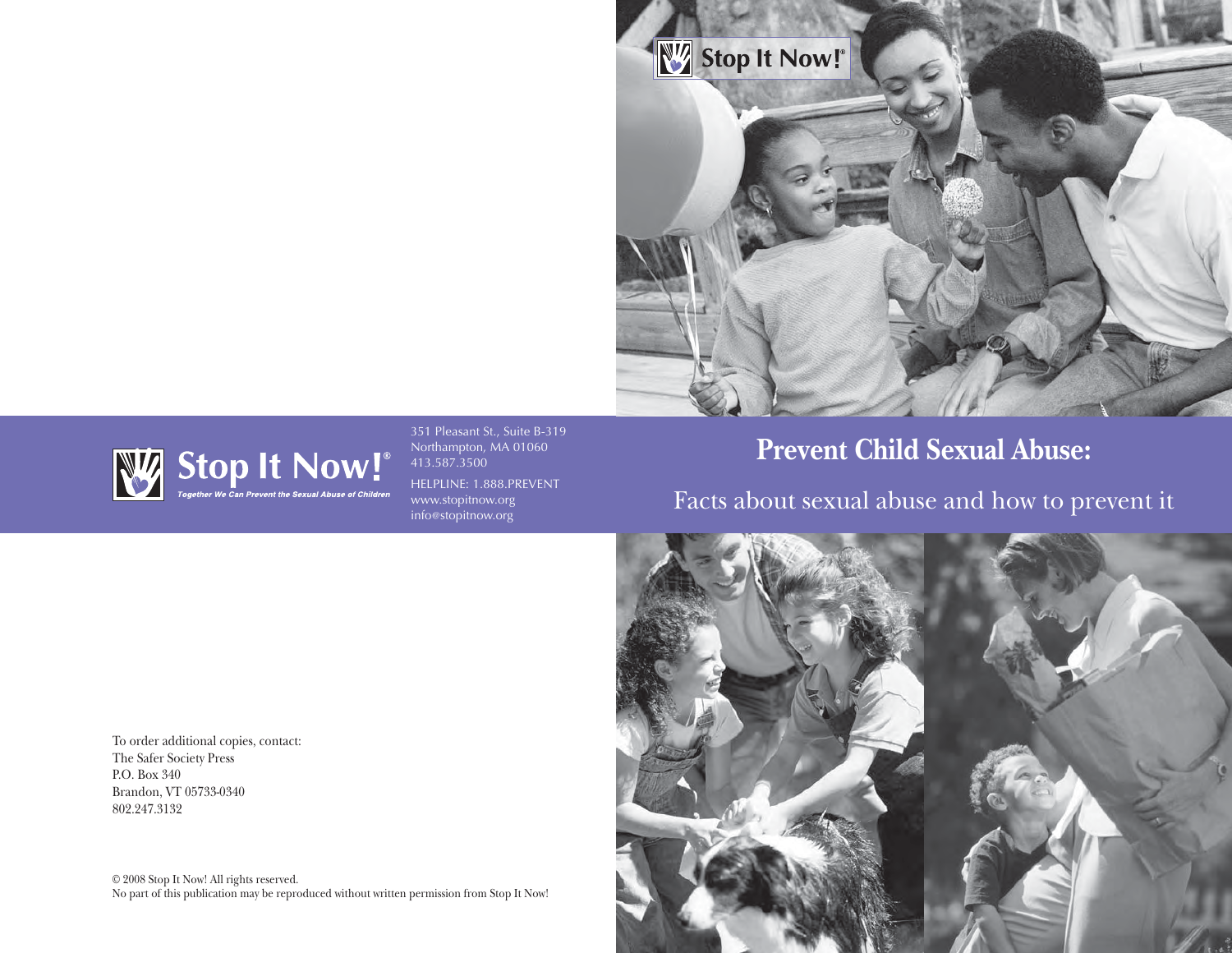# Prevent Child Sexual Abuse:

## Facts about sexual abuse and how to prevent it

**Stop It Now!®**

*Together We Can Prevent the Sexual Abuse of Children*

351 Pleasant St., Suite B-319
Northampton, MA 01060
413.587.3500

HELPLINE: 1.888.PREVENT
www.stopitnow.org
info@stopitnow.org

To order additional copies, contact:
The Safer Society Press
P.O. Box 340
Brandon, VT 05733-0340
802.247.3132

© 2008 Stop It Now! All rights reserved.
No part of this publication may be reproduced without written permission from Stop It Now!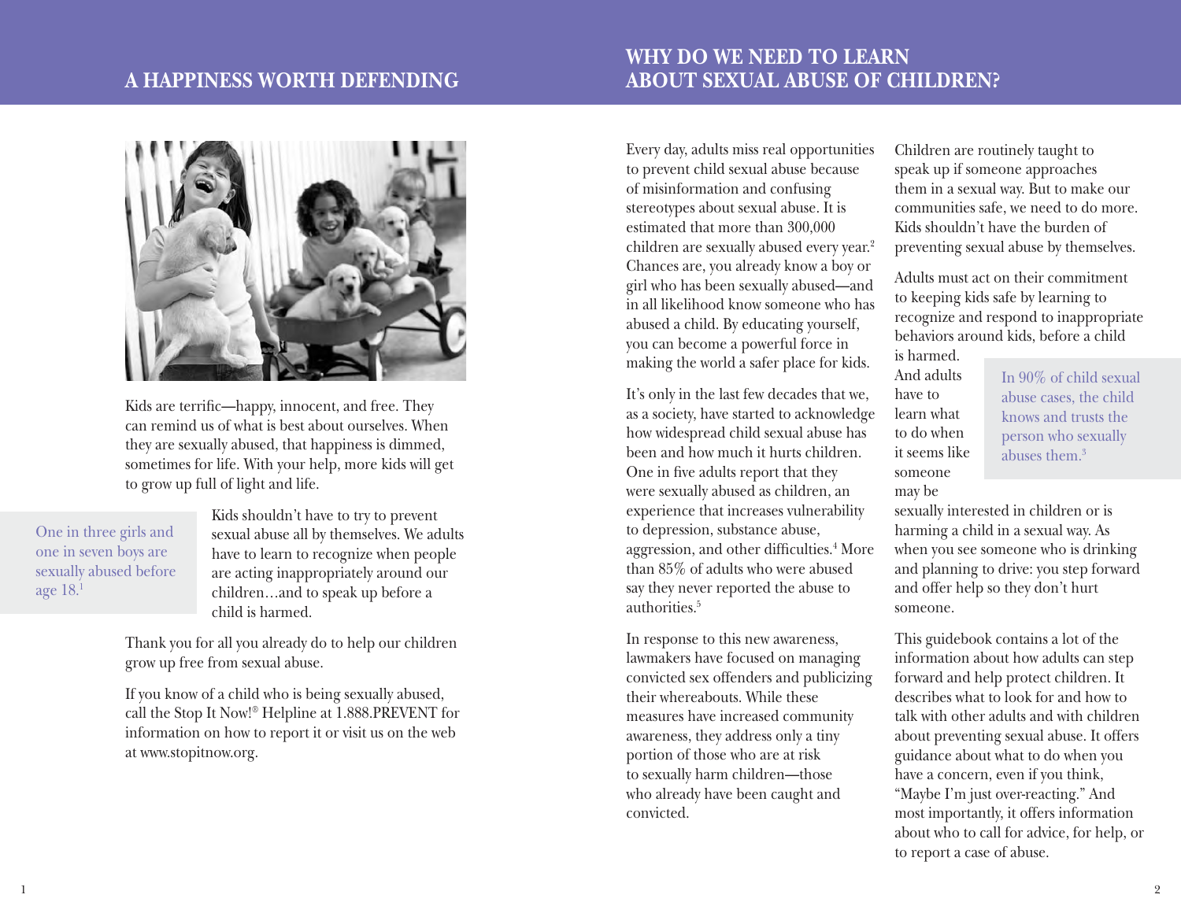## A HAPPINESS WORTH DEFENDING

Kids are terrific—happy, innocent, and free. They can remind us of what is best about ourselves. When they are sexually abused, that happiness is dimmed, sometimes for life. With your help, more kids will get to grow up full of light and life.

> One in three girls and one in seven boys are sexually abused before age 18.[1]

Kids shouldn't have to try to prevent sexual abuse all by themselves. We adults have to learn to recognize when people are acting inappropriately around our children…and to speak up before a child is harmed.

Thank you for all you already do to help our children grow up free from sexual abuse.

If you know of a child who is being sexually abused, call the Stop It Now!® Helpline at 1.888.PREVENT for information on how to report it or visit us on the web at www.stopitnow.org.

## WHY DO WE NEED TO LEARN ABOUT SEXUAL ABUSE OF CHILDREN?

Every day, adults miss real opportunities to prevent child sexual abuse because of misinformation and confusing stereotypes about sexual abuse. It is estimated that more than 300,000 children are sexually abused every year.[2] Chances are, you already know a boy or girl who has been sexually abused—and in all likelihood know someone who has abused a child. By educating yourself, you can become a powerful force in making the world a safer place for kids.

It's only in the last few decades that we, as a society, have started to acknowledge how widespread child sexual abuse has been and how much it hurts children. One in five adults report that they were sexually abused as children, an experience that increases vulnerability to depression, substance abuse, aggression, and other difficulties.[4] More than 85% of adults who were abused say they never reported the abuse to authorities.[5]

In response to this new awareness, lawmakers have focused on managing convicted sex offenders and publicizing their whereabouts. While these measures have increased community awareness, they address only a tiny portion of those who are at risk to sexually harm children—those who already have been caught and convicted.

Children are routinely taught to speak up if someone approaches them in a sexual way. But to make our communities safe, we need to do more. Kids shouldn't have the burden of preventing sexual abuse by themselves.

Adults must act on their commitment to keeping kids safe by learning to recognize and respond to inappropriate behaviors around kids, before a child is harmed. And adults have to learn what to do when it seems like someone may be sexually interested in children or is harming a child in a sexual way. As when you see someone who is drinking and planning to drive: you step forward and offer help so they don't hurt someone.

> In 90% of child sexual abuse cases, the child knows and trusts the person who sexually abuses them.[3]

This guidebook contains a lot of the information about how adults can step forward and help protect children. It describes what to look for and how to talk with other adults and with children about preventing sexual abuse. It offers guidance about what to do when you have a concern, even if you think, "Maybe I'm just over-reacting." And most importantly, it offers information about who to call for advice, for help, or to report a case of abuse.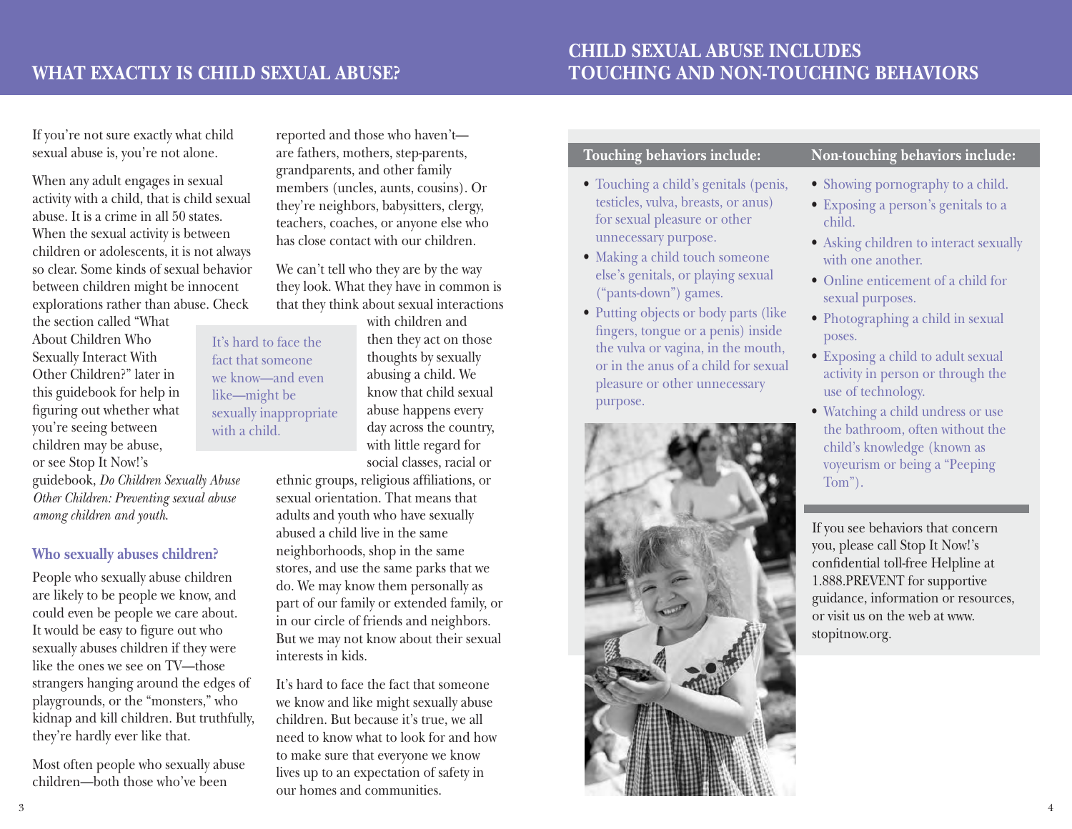## WHAT EXACTLY IS CHILD SEXUAL ABUSE?

If you're not sure exactly what child sexual abuse is, you're not alone.

When any adult engages in sexual activity with a child, that is child sexual abuse. It is a crime in all 50 states. When the sexual activity is between children or adolescents, it is not always so clear. Some kinds of sexual behavior between children might be innocent explorations rather than abuse. Check the section called "What About Children Who Sexually Interact With Other Children?" later in this guidebook for help in figuring out whether what you're seeing between children may be abuse, or see Stop It Now!'s guidebook, *Do Children Sexually Abuse Other Children: Preventing sexual abuse among children and youth.*

### Who sexually abuses children?

People who sexually abuse children are likely to be people we know, and could even be people we care about. It would be easy to figure out who sexually abuses children if they were like the ones we see on TV—those strangers hanging around the edges of playgrounds, or the "monsters," who kidnap and kill children. But truthfully, they're hardly ever like that.

Most often people who sexually abuse children—both those who've been reported and those who haven't—are fathers, mothers, step-parents, grandparents, and other family members (uncles, aunts, cousins). Or they're neighbors, babysitters, clergy, teachers, coaches, or anyone else who has close contact with our children.

We can't tell who they are by the way they look. What they have in common is that they think about sexual interactions with children and then they act on those thoughts by sexually abusing a child. We know that child sexual abuse happens every day across the country, with little regard for social classes, racial or ethnic groups, religious affiliations, or sexual orientation. That means that adults and youth who have sexually abused a child live in the same neighborhoods, shop in the same stores, and use the same parks that we do. We may know them personally as part of our family or extended family, or in our circle of friends and neighbors. But we may not know about their sexual interests in kids.

> It's hard to face the fact that someone we know—and even like—might be sexually inappropriate with a child.

It's hard to face the fact that someone we know and like might sexually abuse children. But because it's true, we all need to know what to look for and how to make sure that everyone we know lives up to an expectation of safety in our homes and communities.

## CHILD SEXUAL ABUSE INCLUDES TOUCHING AND NON-TOUCHING BEHAVIORS

**Touching behaviors include:**

- Touching a child's genitals (penis, testicles, vulva, breasts, or anus) for sexual pleasure or other unnecessary purpose.
- Making a child touch someone else's genitals, or playing sexual ("pants-down") games.
- Putting objects or body parts (like fingers, tongue or a penis) inside the vulva or vagina, in the mouth, or in the anus of a child for sexual pleasure or other unnecessary purpose.

**Non-touching behaviors include:**

- Showing pornography to a child.
- Exposing a person's genitals to a child.
- Asking children to interact sexually with one another.
- Online enticement of a child for sexual purposes.
- Photographing a child in sexual poses.
- Exposing a child to adult sexual activity in person or through the use of technology.
- Watching a child undress or use the bathroom, often without the child's knowledge (known as voyeurism or being a "Peeping Tom").

If you see behaviors that concern you, please call Stop It Now!'s confidential toll-free Helpline at 1.888.PREVENT for supportive guidance, information or resources, or visit us on the web at www.stopitnow.org.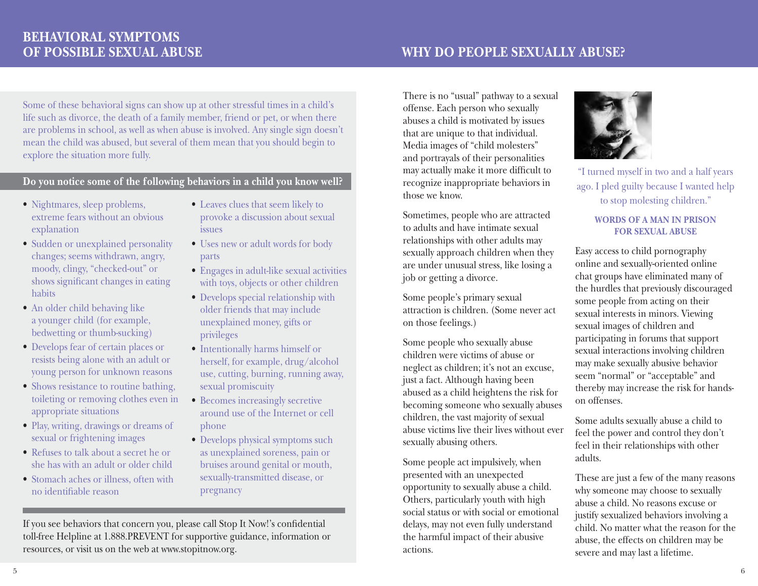## BEHAVIORAL SYMPTOMS OF POSSIBLE SEXUAL ABUSE

Some of these behavioral signs can show up at other stressful times in a child's life such as divorce, the death of a family member, friend or pet, or when there are problems in school, as well as when abuse is involved. Any single sign doesn't mean the child was abused, but several of them mean that you should begin to explore the situation more fully.

### Do you notice some of the following behaviors in a child you know well?

- Nightmares, sleep problems, extreme fears without an obvious explanation
- Sudden or unexplained personality changes; seems withdrawn, angry, moody, clingy, "checked-out" or shows significant changes in eating habits
- An older child behaving like a younger child (for example, bedwetting or thumb-sucking)
- Develops fear of certain places or resists being alone with an adult or young person for unknown reasons
- Shows resistance to routine bathing, toileting or removing clothes even in appropriate situations
- Play, writing, drawings or dreams of sexual or frightening images
- Refuses to talk about a secret he or she has with an adult or older child
- Stomach aches or illness, often with no identifiable reason
- Leaves clues that seem likely to provoke a discussion about sexual issues
- Uses new or adult words for body parts
- Engages in adult-like sexual activities with toys, objects or other children
- Develops special relationship with older friends that may include unexplained money, gifts or privileges
- Intentionally harms himself or herself, for example, drug/alcohol use, cutting, burning, running away, sexual promiscuity
- Becomes increasingly secretive around use of the Internet or cell phone
- Develops physical symptoms such as unexplained soreness, pain or bruises around genital or mouth, sexually-transmitted disease, or pregnancy

If you see behaviors that concern you, please call Stop It Now!'s confidential toll-free Helpline at 1.888.PREVENT for supportive guidance, information or resources, or visit us on the web at www.stopitnow.org.

## WHY DO PEOPLE SEXUALLY ABUSE?

There is no "usual" pathway to a sexual offense. Each person who sexually abuses a child is motivated by issues that are unique to that individual. Media images of "child molesters" and portrayals of their personalities may actually make it more difficult to recognize inappropriate behaviors in those we know.

Sometimes, people who are attracted to adults and have intimate sexual relationships with other adults may sexually approach children when they are under unusual stress, like losing a job or getting a divorce.

Some people's primary sexual attraction is children. (Some never act on those feelings.)

Some people who sexually abuse children were victims of abuse or neglect as children; it's not an excuse, just a fact. Although having been abused as a child heightens the risk for becoming someone who sexually abuses children, the vast majority of sexual abuse victims live their lives without ever sexually abusing others.

Some people act impulsively, when presented with an unexpected opportunity to sexually abuse a child. Others, particularly youth with high social status or with social or emotional delays, may not even fully understand the harmful impact of their abusive actions.

"I turned myself in two and a half years ago. I pled guilty because I wanted help to stop molesting children."

**WORDS OF A MAN IN PRISON FOR SEXUAL ABUSE**

Easy access to child pornography online and sexually-oriented online chat groups have eliminated many of the hurdles that previously discouraged some people from acting on their sexual interests in minors. Viewing sexual images of children and participating in forums that support sexual interactions involving children may make sexually abusive behavior seem "normal" or "acceptable" and thereby may increase the risk for hands-on offenses.

Some adults sexually abuse a child to feel the power and control they don't feel in their relationships with other adults.

These are just a few of the many reasons why someone may choose to sexually abuse a child. No reasons excuse or justify sexualized behaviors involving a child. No matter what the reason for the abuse, the effects on children may be severe and may last a lifetime.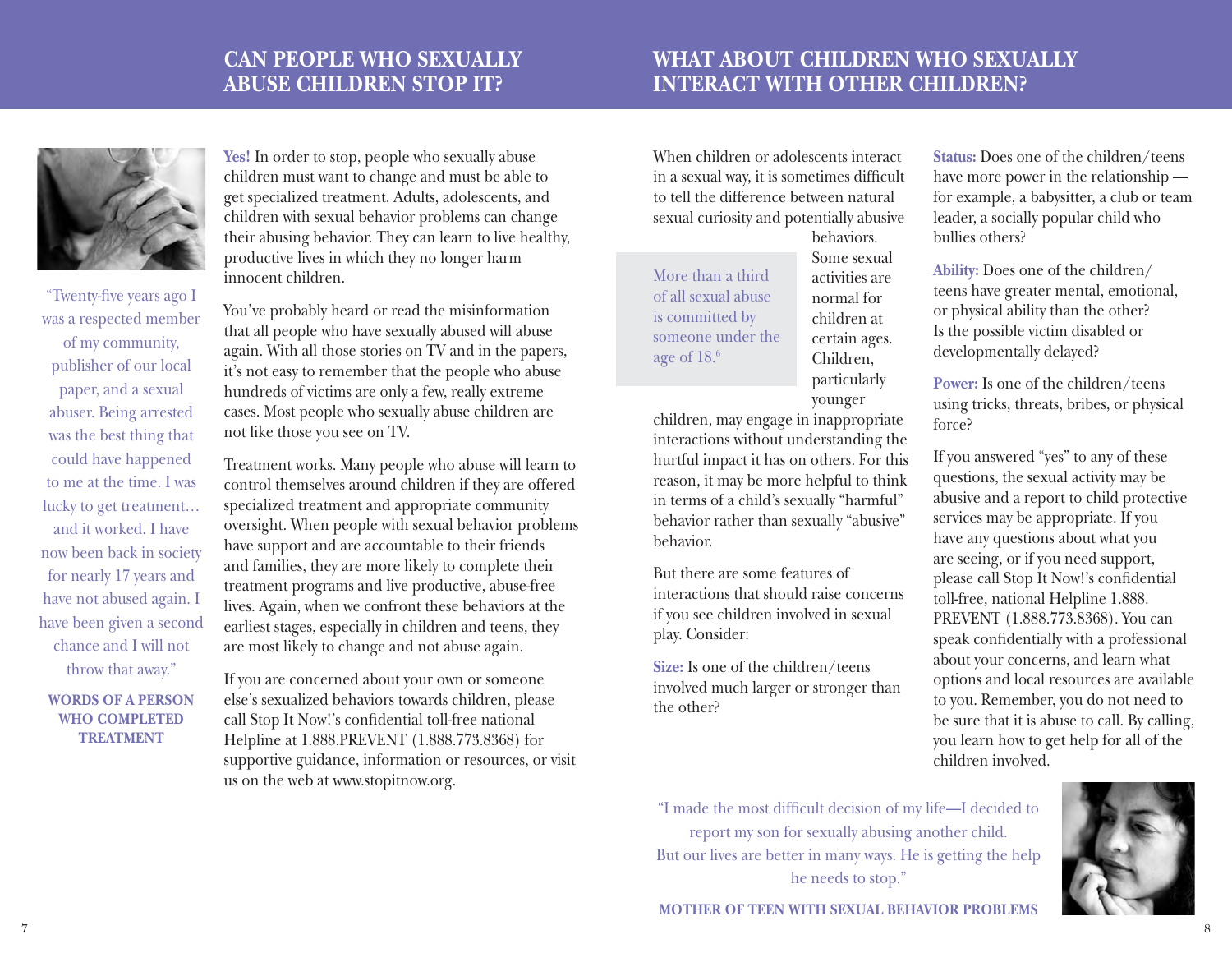## CAN PEOPLE WHO SEXUALLY ABUSE CHILDREN STOP IT?

"Twenty-five years ago I was a respected member of my community, publisher of our local paper, and a sexual abuser. Being arrested was the best thing that could have happened to me at the time. I was lucky to get treatment… and it worked. I have now been back in society for nearly 17 years and have not abused again. I have been given a second chance and I will not throw that away."

**WORDS OF A PERSON WHO COMPLETED TREATMENT**

**Yes!** In order to stop, people who sexually abuse children must want to change and must be able to get specialized treatment. Adults, adolescents, and children with sexual behavior problems can change their abusing behavior. They can learn to live healthy, productive lives in which they no longer harm innocent children.

You've probably heard or read the misinformation that all people who have sexually abused will abuse again. With all those stories on TV and in the papers, it's not easy to remember that the people who abuse hundreds of victims are only a few, really extreme cases. Most people who sexually abuse children are not like those you see on TV.

Treatment works. Many people who abuse will learn to control themselves around children if they are offered specialized treatment and appropriate community oversight. When people with sexual behavior problems have support and are accountable to their friends and families, they are more likely to complete their treatment programs and live productive, abuse-free lives. Again, when we confront these behaviors at the earliest stages, especially in children and teens, they are most likely to change and not abuse again.

If you are concerned about your own or someone else's sexualized behaviors towards children, please call Stop It Now!'s confidential toll-free national Helpline at 1.888.PREVENT (1.888.773.8368) for supportive guidance, information or resources, or visit us on the web at www.stopitnow.org.

## WHAT ABOUT CHILDREN WHO SEXUALLY INTERACT WITH OTHER CHILDREN?

When children or adolescents interact in a sexual way, it is sometimes difficult to tell the difference between natural sexual curiosity and potentially abusive behaviors. Some sexual activities are normal for children at certain ages. Children, particularly younger children, may engage in inappropriate interactions without understanding the hurtful impact it has on others. For this reason, it may be more helpful to think in terms of a child's sexually "harmful" behavior rather than sexually "abusive" behavior.

> More than a third of all sexual abuse is committed by someone under the age of 18.[6]

But there are some features of interactions that should raise concerns if you see children involved in sexual play. Consider:

**Size:** Is one of the children/teens involved much larger or stronger than the other?

**Status:** Does one of the children/teens have more power in the relationship — for example, a babysitter, a club or team leader, a socially popular child who bullies others?

**Ability:** Does one of the children/teens have greater mental, emotional, or physical ability than the other? Is the possible victim disabled or developmentally delayed?

**Power:** Is one of the children/teens using tricks, threats, bribes, or physical force?

If you answered "yes" to any of these questions, the sexual activity may be abusive and a report to child protective services may be appropriate. If you have any questions about what you are seeing, or if you need support, please call Stop It Now!'s confidential toll-free, national Helpline 1.888.PREVENT (1.888.773.8368). You can speak confidentially with a professional about your concerns, and learn what options and local resources are available to you. Remember, you do not need to be sure that it is abuse to call. By calling, you learn how to get help for all of the children involved.

"I made the most difficult decision of my life—I decided to report my son for sexually abusing another child. But our lives are better in many ways. He is getting the help he needs to stop."

**MOTHER OF TEEN WITH SEXUAL BEHAVIOR PROBLEMS**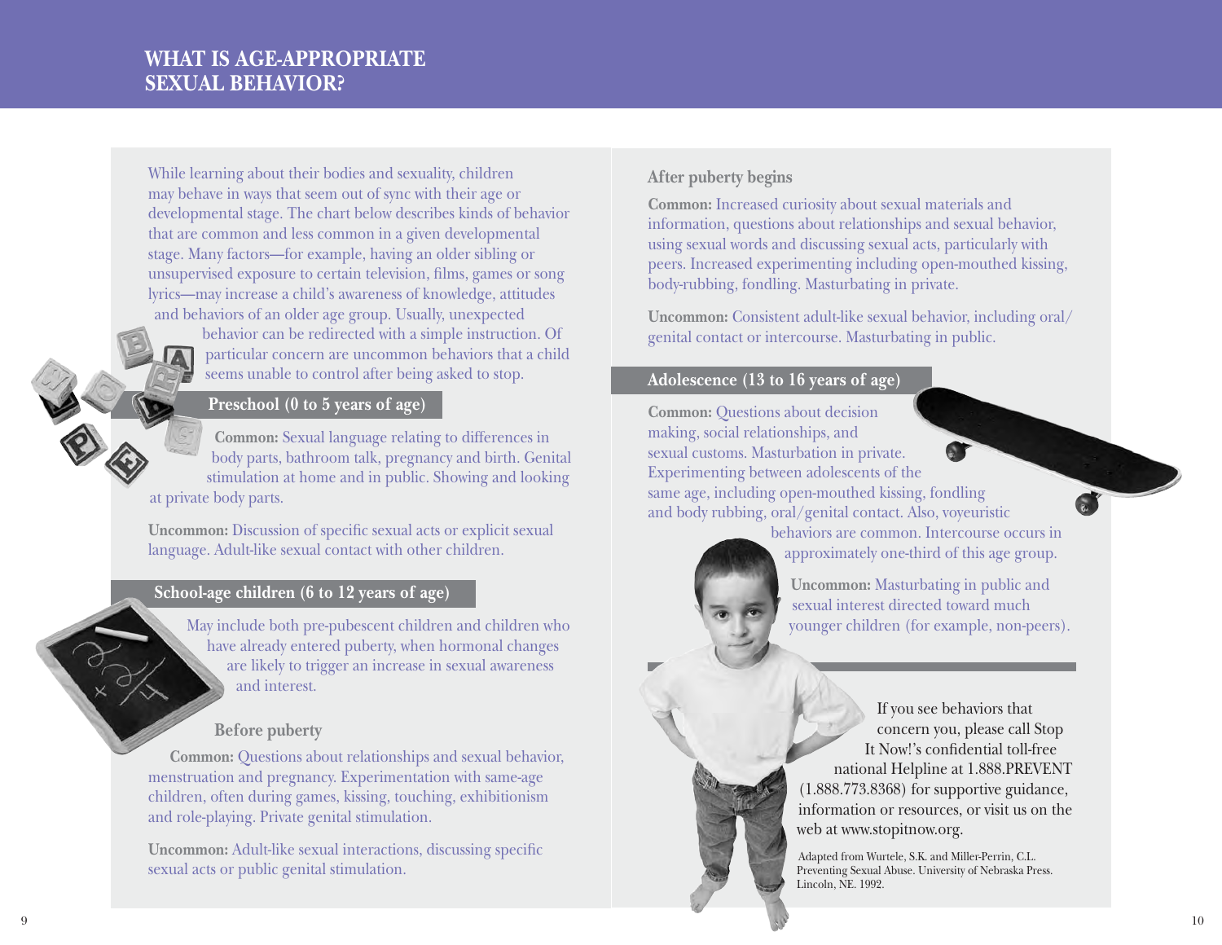# WHAT IS AGE-APPROPRIATE SEXUAL BEHAVIOR?

While learning about their bodies and sexuality, children may behave in ways that seem out of sync with their age or developmental stage. The chart below describes kinds of behavior that are common and less common in a given developmental stage. Many factors—for example, having an older sibling or unsupervised exposure to certain television, films, games or song lyrics—may increase a child's awareness of knowledge, attitudes and behaviors of an older age group. Usually, unexpected behavior can be redirected with a simple instruction. Of particular concern are uncommon behaviors that a child seems unable to control after being asked to stop.

## Preschool (0 to 5 years of age)

**Common:** Sexual language relating to differences in body parts, bathroom talk, pregnancy and birth. Genital stimulation at home and in public. Showing and looking at private body parts.

**Uncommon:** Discussion of specific sexual acts or explicit sexual language. Adult-like sexual contact with other children.

## School-age children (6 to 12 years of age)

May include both pre-pubescent children and children who have already entered puberty, when hormonal changes are likely to trigger an increase in sexual awareness and interest.

### Before puberty

**Common:** Questions about relationships and sexual behavior, menstruation and pregnancy. Experimentation with same-age children, often during games, kissing, touching, exhibitionism and role-playing. Private genital stimulation.

**Uncommon:** Adult-like sexual interactions, discussing specific sexual acts or public genital stimulation.

### After puberty begins

**Common:** Increased curiosity about sexual materials and information, questions about relationships and sexual behavior, using sexual words and discussing sexual acts, particularly with peers. Increased experimenting including open-mouthed kissing, body-rubbing, fondling. Masturbating in private.

**Uncommon:** Consistent adult-like sexual behavior, including oral/genital contact or intercourse. Masturbating in public.

## Adolescence (13 to 16 years of age)

**Common:** Questions about decision making, social relationships, and sexual customs. Masturbation in private. Experimenting between adolescents of the same age, including open-mouthed kissing, fondling and body rubbing, oral/genital contact. Also, voyeuristic behaviors are common. Intercourse occurs in approximately one-third of this age group.

**Uncommon:** Masturbating in public and sexual interest directed toward much younger children (for example, non-peers).

If you see behaviors that concern you, please call Stop It Now!'s confidential toll-free national Helpline at 1.888.PREVENT (1.888.773.8368) for supportive guidance, information or resources, or visit us on the web at www.stopitnow.org.

Adapted from Wurtele, S.K. and Miller-Perrin, C.L. Preventing Sexual Abuse. University of Nebraska Press. Lincoln, NE. 1992.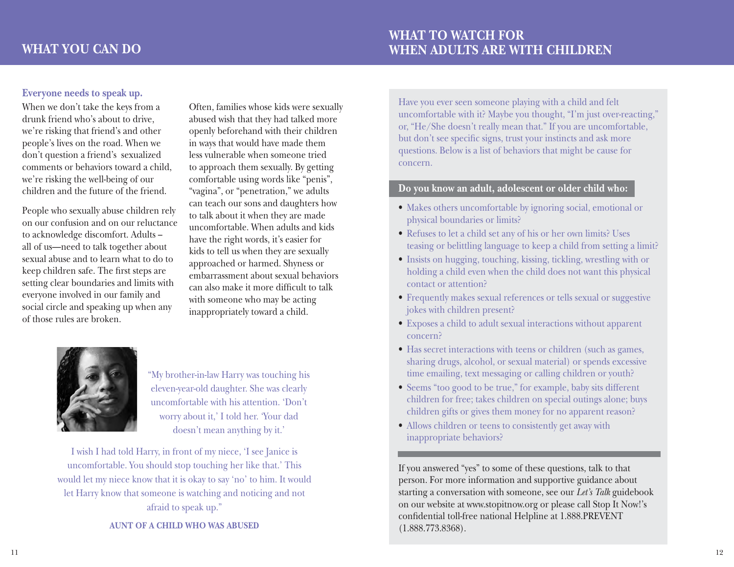## WHAT YOU CAN DO

**Everyone needs to speak up.**

When we don't take the keys from a drunk friend who's about to drive, we're risking that friend's and other people's lives on the road. When we don't question a friend's sexualized comments or behaviors toward a child, we're risking the well-being of our children and the future of the friend.

People who sexually abuse children rely on our confusion and on our reluctance to acknowledge discomfort. Adults – all of us—need to talk together about sexual abuse and to learn what to do to keep children safe. The first steps are setting clear boundaries and limits with everyone involved in our family and social circle and speaking up when any of those rules are broken.

Often, families whose kids were sexually abused wish that they had talked more openly beforehand with their children in ways that would have made them less vulnerable when someone tried to approach them sexually. By getting comfortable using words like "penis", "vagina", or "penetration," we adults can teach our sons and daughters how to talk about it when they are made uncomfortable. When adults and kids have the right words, it's easier for kids to tell us when they are sexually approached or harmed. Shyness or embarrassment about sexual behaviors can also make it more difficult to talk with someone who may be acting inappropriately toward a child.

"My brother-in-law Harry was touching his eleven-year-old daughter. She was clearly uncomfortable with his attention. 'Don't worry about it,' I told her. 'Your dad doesn't mean anything by it.'

I wish I had told Harry, in front of my niece, 'I see Janice is uncomfortable. You should stop touching her like that.' This would let my niece know that it is okay to say 'no' to him. It would let Harry know that someone is watching and noticing and not afraid to speak up."

**AUNT OF A CHILD WHO WAS ABUSED**

## WHAT TO WATCH FOR WHEN ADULTS ARE WITH CHILDREN

Have you ever seen someone playing with a child and felt uncomfortable with it? Maybe you thought, "I'm just over-reacting," or, "He/She doesn't really mean that." If you are uncomfortable, but don't see specific signs, trust your instincts and ask more questions. Below is a list of behaviors that might be cause for concern.

**Do you know an adult, adolescent or older child who:**

- Makes others uncomfortable by ignoring social, emotional or physical boundaries or limits?
- Refuses to let a child set any of his or her own limits? Uses teasing or belittling language to keep a child from setting a limit?
- Insists on hugging, touching, kissing, tickling, wrestling with or holding a child even when the child does not want this physical contact or attention?
- Frequently makes sexual references or tells sexual or suggestive jokes with children present?
- Exposes a child to adult sexual interactions without apparent concern?
- Has secret interactions with teens or children (such as games, sharing drugs, alcohol, or sexual material) or spends excessive time emailing, text messaging or calling children or youth?
- Seems "too good to be true," for example, baby sits different children for free; takes children on special outings alone; buys children gifts or gives them money for no apparent reason?
- Allows children or teens to consistently get away with inappropriate behaviors?

If you answered "yes" to some of these questions, talk to that person. For more information and supportive guidance about starting a conversation with someone, see our *Let's Talk* guidebook on our website at www.stopitnow.org or please call Stop It Now!'s confidential toll-free national Helpline at 1.888.PREVENT (1.888.773.8368).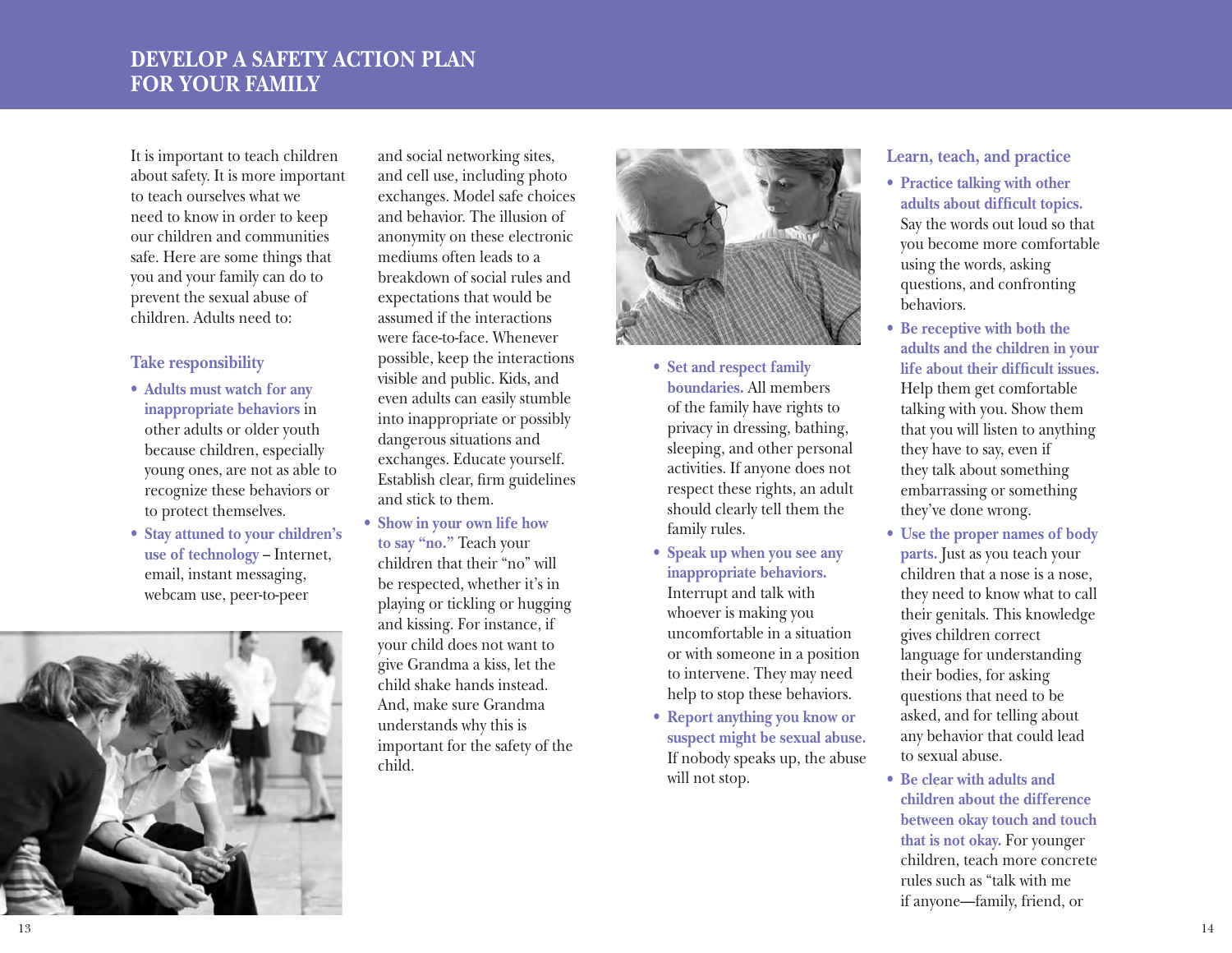# DEVELOP A SAFETY ACTION PLAN FOR YOUR FAMILY

It is important to teach children about safety. It is more important to teach ourselves what we need to know in order to keep our children and communities safe. Here are some things that you and your family can do to prevent the sexual abuse of children. Adults need to:

## Take responsibility

- **Adults must watch for any inappropriate behaviors** in other adults or older youth because children, especially young ones, are not as able to recognize these behaviors or to protect themselves.
- **Stay attuned to your children's use of technology** – Internet, email, instant messaging, webcam use, peer-to-peer and social networking sites, and cell use, including photo exchanges. Model safe choices and behavior. The illusion of anonymity on these electronic mediums often leads to a breakdown of social rules and expectations that would be assumed if the interactions were face-to-face. Whenever possible, keep the interactions visible and public. Kids, and even adults can easily stumble into inappropriate or possibly dangerous situations and exchanges. Educate yourself. Establish clear, firm guidelines and stick to them.
- **Show in your own life how to say "no."** Teach your children that their "no" will be respected, whether it's in playing or tickling or hugging and kissing. For instance, if your child does not want to give Grandma a kiss, let the child shake hands instead. And, make sure Grandma understands why this is important for the safety of the child.
- **Set and respect family boundaries.** All members of the family have rights to privacy in dressing, bathing, sleeping, and other personal activities. If anyone does not respect these rights, an adult should clearly tell them the family rules.
- **Speak up when you see any inappropriate behaviors.** Interrupt and talk with whoever is making you uncomfortable in a situation or with someone in a position to intervene. They may need help to stop these behaviors.
- **Report anything you know or suspect might be sexual abuse.** If nobody speaks up, the abuse will not stop.

## Learn, teach, and practice

- **Practice talking with other adults about difficult topics.** Say the words out loud so that you become more comfortable using the words, asking questions, and confronting behaviors.
- **Be receptive with both the adults and the children in your life about their difficult issues.** Help them get comfortable talking with you. Show them that you will listen to anything they have to say, even if they talk about something embarrassing or something they've done wrong.
- **Use the proper names of body parts.** Just as you teach your children that a nose is a nose, they need to know what to call their genitals. This knowledge gives children correct language for understanding their bodies, for asking questions that need to be asked, and for telling about any behavior that could lead to sexual abuse.
- **Be clear with adults and children about the difference between okay touch and touch that is not okay.** For younger children, teach more concrete rules such as "talk with me if anyone—family, friend, or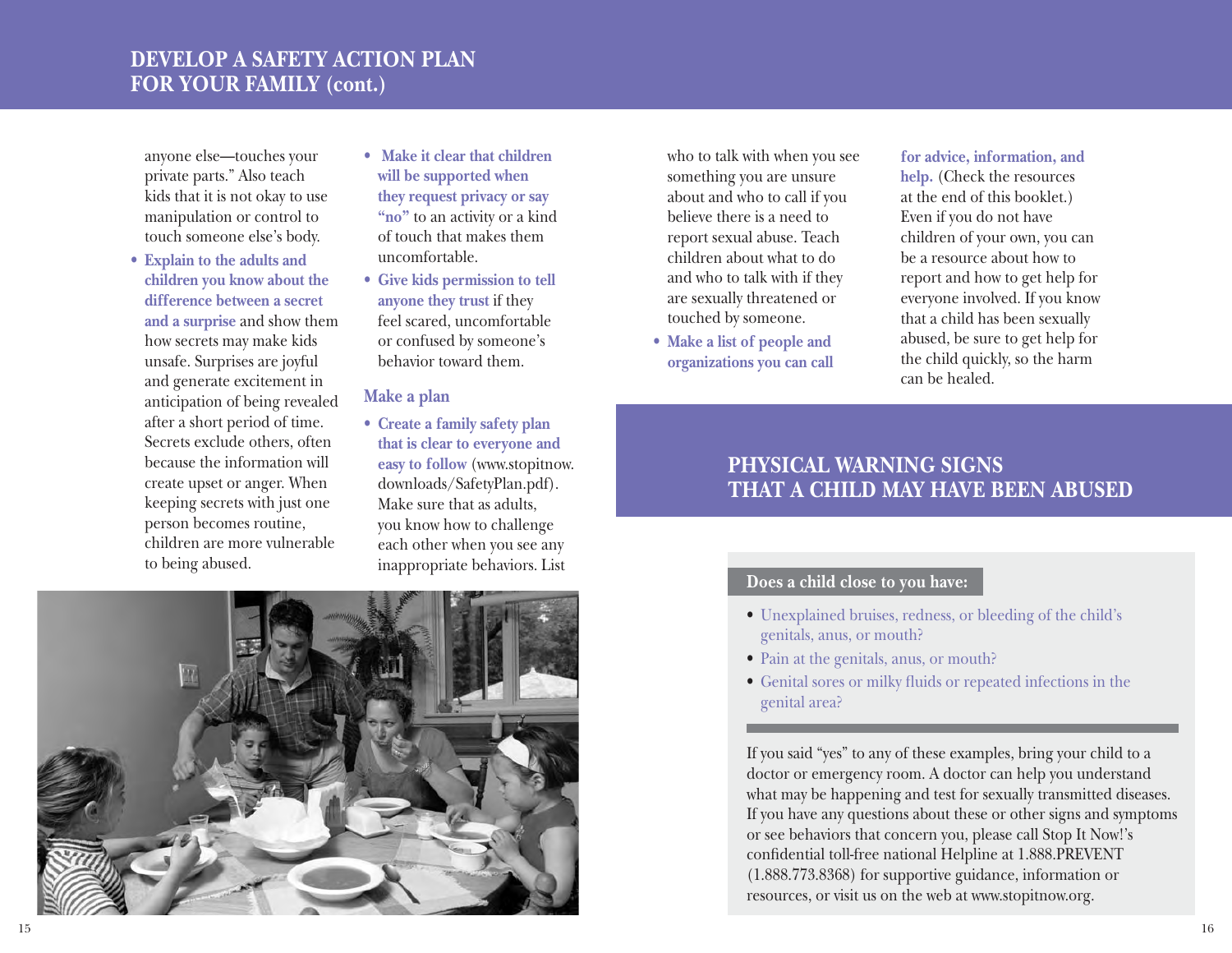## DEVELOP A SAFETY ACTION PLAN FOR YOUR FAMILY (cont.)

anyone else—touches your private parts." Also teach kids that it is not okay to use manipulation or control to touch someone else's body.

- **Explain to the adults and children you know about the difference between a secret and a surprise** and show them how secrets may make kids unsafe. Surprises are joyful and generate excitement in anticipation of being revealed after a short period of time. Secrets exclude others, often because the information will create upset or anger. When keeping secrets with just one person becomes routine, children are more vulnerable to being abused.
- **Make it clear that children will be supported when they request privacy or say "no"** to an activity or a kind of touch that makes them uncomfortable.
- **Give kids permission to tell anyone they trust** if they feel scared, uncomfortable or confused by someone's behavior toward them.

### Make a plan

- **Create a family safety plan that is clear to everyone and easy to follow** (www.stopitnow.downloads/SafetyPlan.pdf). Make sure that as adults, you know how to challenge each other when you see any inappropriate behaviors. List who to talk with when you see something you are unsure about and who to call if you believe there is a need to report sexual abuse. Teach children about what to do and who to talk with if they are sexually threatened or touched by someone.
- **Make a list of people and organizations you can call for advice, information, and help.** (Check the resources at the end of this booklet.) Even if you do not have children of your own, you can be a resource about how to report and how to get help for everyone involved. If you know that a child has been sexually abused, be sure to get help for the child quickly, so the harm can be healed.

## PHYSICAL WARNING SIGNS THAT A CHILD MAY HAVE BEEN ABUSED

**Does a child close to you have:**

- Unexplained bruises, redness, or bleeding of the child's genitals, anus, or mouth?
- Pain at the genitals, anus, or mouth?
- Genital sores or milky fluids or repeated infections in the genital area?

If you said "yes" to any of these examples, bring your child to a doctor or emergency room. A doctor can help you understand what may be happening and test for sexually transmitted diseases. If you have any questions about these or other signs and symptoms or see behaviors that concern you, please call Stop It Now!'s confidential toll-free national Helpline at 1.888.PREVENT (1.888.773.8368) for supportive guidance, information or resources, or visit us on the web at www.stopitnow.org.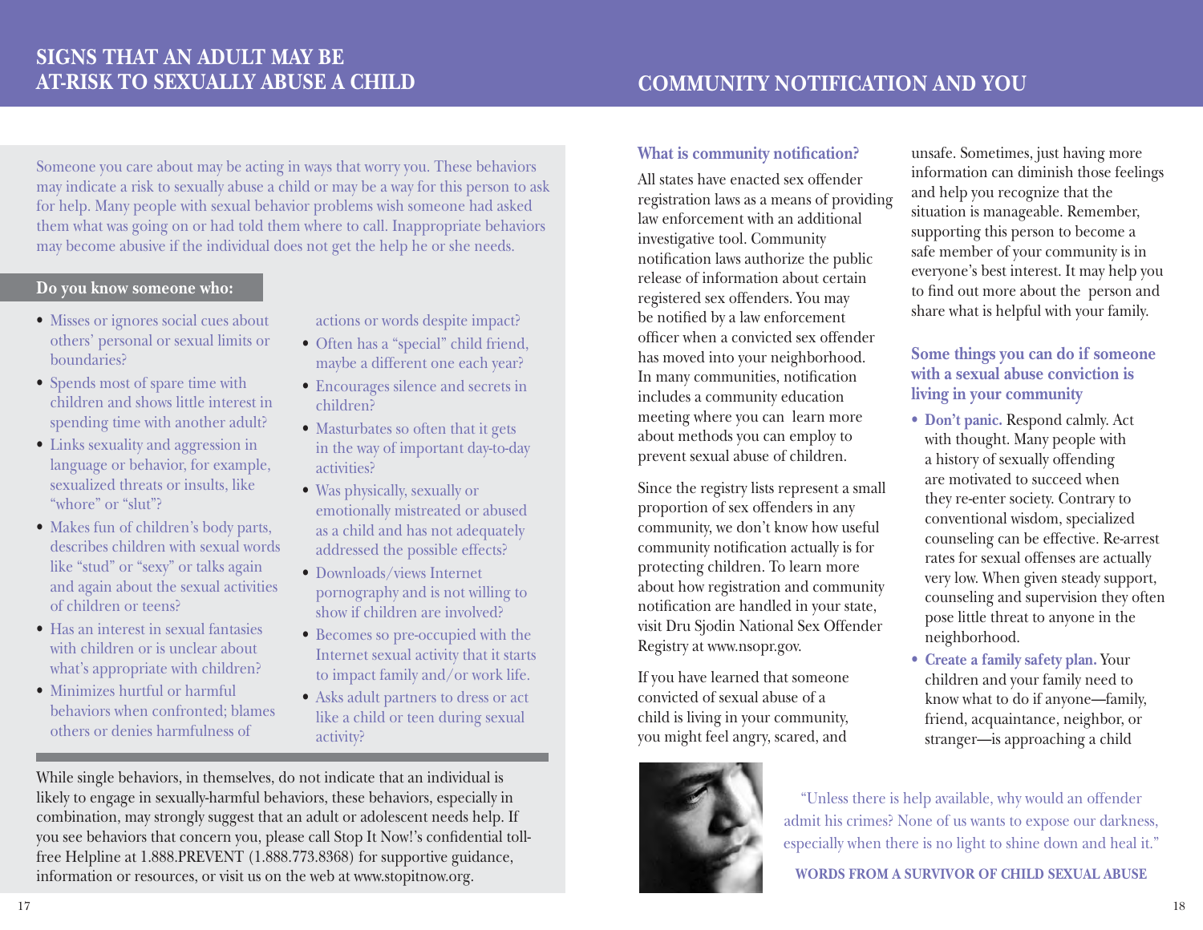## SIGNS THAT AN ADULT MAY BE AT-RISK TO SEXUALLY ABUSE A CHILD

Someone you care about may be acting in ways that worry you. These behaviors may indicate a risk to sexually abuse a child or may be a way for this person to ask for help. Many people with sexual behavior problems wish someone had asked them what was going on or had told them where to call. Inappropriate behaviors may become abusive if the individual does not get the help he or she needs.

### Do you know someone who:

- Misses or ignores social cues about others' personal or sexual limits or boundaries?
- Spends most of spare time with children and shows little interest in spending time with another adult?
- Links sexuality and aggression in language or behavior, for example, sexualized threats or insults, like "whore" or "slut"?
- Makes fun of children's body parts, describes children with sexual words like "stud" or "sexy" or talks again and again about the sexual activities of children or teens?
- Has an interest in sexual fantasies with children or is unclear about what's appropriate with children?
- Minimizes hurtful or harmful behaviors when confronted; blames others or denies harmfulness of actions or words despite impact?
- Often has a "special" child friend, maybe a different one each year?
- Encourages silence and secrets in children?
- Masturbates so often that it gets in the way of important day-to-day activities?
- Was physically, sexually or emotionally mistreated or abused as a child and has not adequately addressed the possible effects?
- Downloads/views Internet pornography and is not willing to show if children are involved?
- Becomes so pre-occupied with the Internet sexual activity that it starts to impact family and/or work life.
- Asks adult partners to dress or act like a child or teen during sexual activity?

While single behaviors, in themselves, do not indicate that an individual is likely to engage in sexually-harmful behaviors, these behaviors, especially in combination, may strongly suggest that an adult or adolescent needs help. If you see behaviors that concern you, please call Stop It Now!'s confidential toll-free Helpline at 1.888.PREVENT (1.888.773.8368) for supportive guidance, information or resources, or visit us on the web at www.stopitnow.org.

## COMMUNITY NOTIFICATION AND YOU

### What is community notification?

All states have enacted sex offender registration laws as a means of providing law enforcement with an additional investigative tool. Community notification laws authorize the public release of information about certain registered sex offenders. You may be notified by a law enforcement officer when a convicted sex offender has moved into your neighborhood. In many communities, notification includes a community education meeting where you can learn more about methods you can employ to prevent sexual abuse of children.

Since the registry lists represent a small proportion of sex offenders in any community, we don't know how useful community notification actually is for protecting children. To learn more about how registration and community notification are handled in your state, visit Dru Sjodin National Sex Offender Registry at www.nsopr.gov.

If you have learned that someone convicted of sexual abuse of a child is living in your community, you might feel angry, scared, and unsafe. Sometimes, just having more information can diminish those feelings and help you recognize that the situation is manageable. Remember, supporting this person to become a safe member of your community is in everyone's best interest. It may help you to find out more about the person and share what is helpful with your family.

### Some things you can do if someone with a sexual abuse conviction is living in your community

- **Don't panic.** Respond calmly. Act with thought. Many people with a history of sexually offending are motivated to succeed when they re-enter society. Contrary to conventional wisdom, specialized counseling can be effective. Re-arrest rates for sexual offenses are actually very low. When given steady support, counseling and supervision they often pose little threat to anyone in the neighborhood.
- **Create a family safety plan.** Your children and your family need to know what to do if anyone—family, friend, acquaintance, neighbor, or stranger—is approaching a child

"Unless there is help available, why would an offender admit his crimes? None of us wants to expose our darkness, especially when there is no light to shine down and heal it."

WORDS FROM A SURVIVOR OF CHILD SEXUAL ABUSE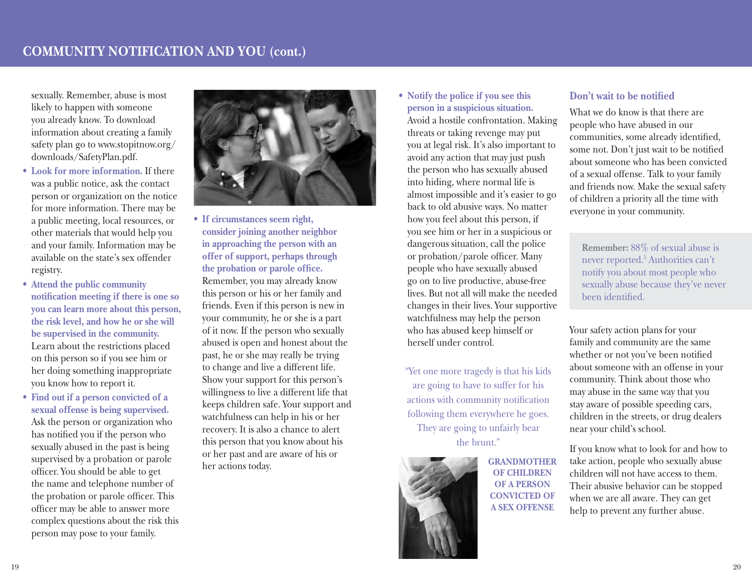## COMMUNITY NOTIFICATION AND YOU (cont.)

sexually. Remember, abuse is most likely to happen with someone you already know. To download information about creating a family safety plan go to www.stopitnow.org/downloads/SafetyPlan.pdf.

- **Look for more information.** If there was a public notice, ask the contact person or organization on the notice for more information. There may be a public meeting, local resources, or other materials that would help you and your family. Information may be available on the state's sex offender registry.
- **Attend the public community notification meeting if there is one so you can learn more about this person, the risk level, and how he or she will be supervised in the community.** Learn about the restrictions placed on this person so if you see him or her doing something inappropriate you know how to report it.
- **Find out if a person convicted of a sexual offense is being supervised.** Ask the person or organization who has notified you if the person who sexually abused in the past is being supervised by a probation or parole officer. You should be able to get the name and telephone number of the probation or parole officer. This officer may be able to answer more complex questions about the risk this person may pose to your family.
- **If circumstances seem right, consider joining another neighbor in approaching the person with an offer of support, perhaps through the probation or parole office.** Remember, you may already know this person or his or her family and friends. Even if this person is new in your community, he or she is a part of it now. If the person who sexually abused is open and honest about the past, he or she may really be trying to change and live a different life. Show your support for this person's willingness to live a different life that keeps children safe. Your support and watchfulness can help in his or her recovery. It is also a chance to alert this person that you know about his or her past and are aware of his or her actions today.
- **Notify the police if you see this person in a suspicious situation.** Avoid a hostile confrontation. Making threats or taking revenge may put you at legal risk. It's also important to avoid any action that may just push the person who has sexually abused into hiding, where normal life is almost impossible and it's easier to go back to old abusive ways. No matter how you feel about this person, if you see him or her in a suspicious or dangerous situation, call the police or probation/parole officer. Many people who have sexually abused go on to live productive, abuse-free lives. But not all will make the needed changes in their lives. Your supportive watchfulness may help the person who has abused keep himself or herself under control.

"Yet one more tragedy is that his kids are going to have to suffer for his actions with community notification following them everywhere he goes. They are going to unfairly bear the brunt."

GRANDMOTHER OF CHILDREN OF A PERSON CONVICTED OF A SEX OFFENSE

### Don't wait to be notified

What we do know is that there are people who have abused in our communities, some already identified, some not. Don't just wait to be notified about someone who has been convicted of a sexual offense. Talk to your family and friends now. Make the sexual safety of children a priority all the time with everyone in your community.

**Remember:** 88% of sexual abuse is never reported.[5] Authorities can't notify you about most people who sexually abuse because they've never been identified.

Your safety action plans for your family and community are the same whether or not you've been notified about someone with an offense in your community. Think about those who may abuse in the same way that you stay aware of possible speeding cars, children in the streets, or drug dealers near your child's school.

If you know what to look for and how to take action, people who sexually abuse children will not have access to them. Their abusive behavior can be stopped when we are all aware. They can get help to prevent any further abuse.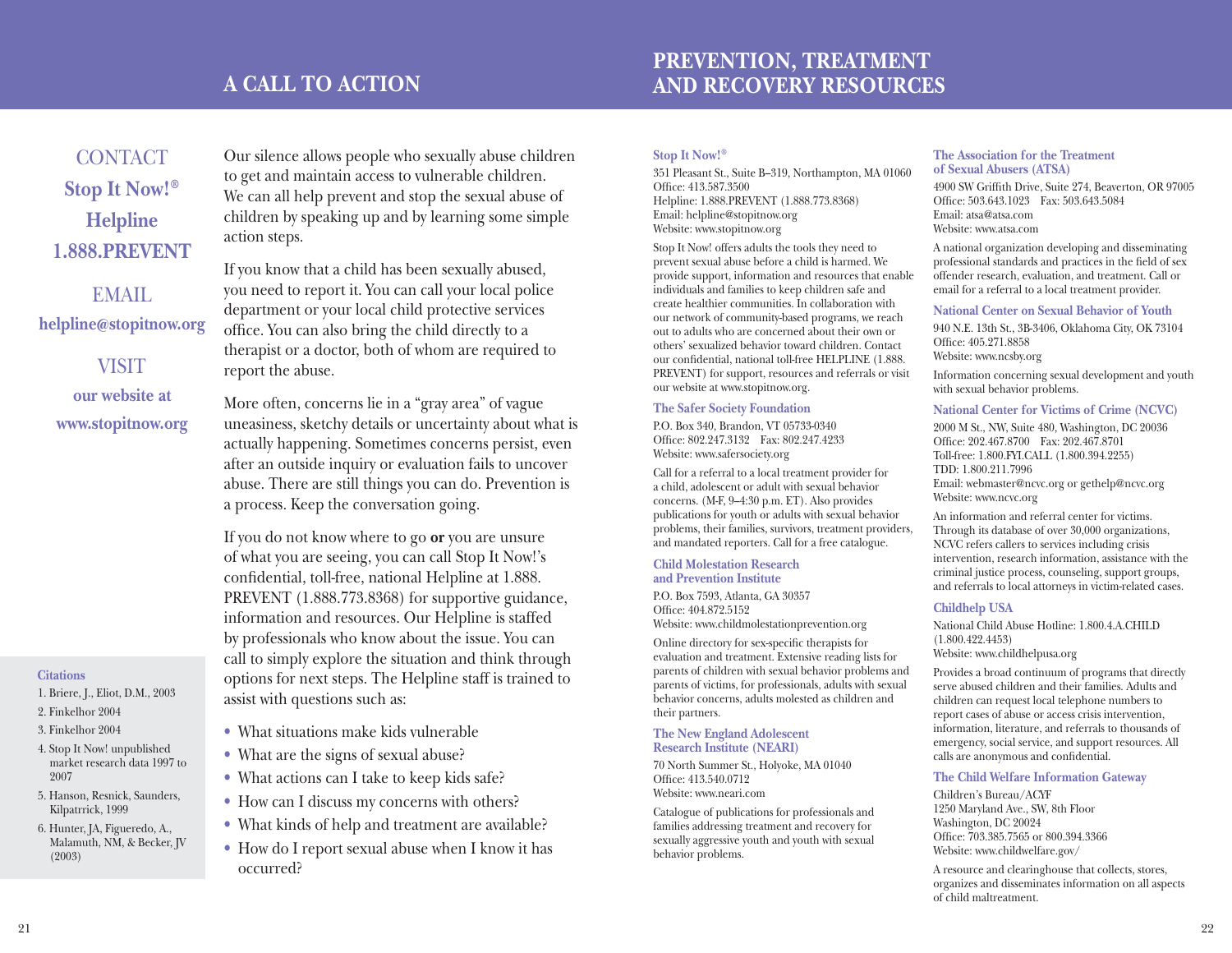## A CALL TO ACTION

CONTACT
**Stop It Now!®**
**Helpline**
**1.888.PREVENT**

EMAIL
**helpline@stopitnow.org**

VISIT
**our website at**
**www.stopitnow.org**

Our silence allows people who sexually abuse children to get and maintain access to vulnerable children. We can all help prevent and stop the sexual abuse of children by speaking up and by learning some simple action steps.

If you know that a child has been sexually abused, you need to report it. You can call your local police department or your local child protective services office. You can also bring the child directly to a therapist or a doctor, both of whom are required to report the abuse.

More often, concerns lie in a "gray area" of vague uneasiness, sketchy details or uncertainty about what is actually happening. Sometimes concerns persist, even after an outside inquiry or evaluation fails to uncover abuse. There are still things you can do. Prevention is a process. Keep the conversation going.

If you do not know where to go **or** you are unsure of what you are seeing, you can call Stop It Now!'s confidential, toll-free, national Helpline at 1.888. PREVENT (1.888.773.8368) for supportive guidance, information and resources. Our Helpline is staffed by professionals who know about the issue. You can call to simply explore the situation and think through options for next steps. The Helpline staff is trained to assist with questions such as:

- What situations make kids vulnerable
- What are the signs of sexual abuse?
- What actions can I take to keep kids safe?
- How can I discuss my concerns with others?
- What kinds of help and treatment are available?
- How do I report sexual abuse when I know it has occurred?

### Citations

1. Briere, J., Eliot, D.M., 2003
2. Finkelhor 2004
3. Finkelhor 2004
4. Stop It Now! unpublished market research data 1997 to 2007
5. Hanson, Resnick, Saunders, Kilpatrick, 1999
6. Hunter, JA, Figueredo, A., Malamuth, NM, & Becker, JV (2003)

## PREVENTION, TREATMENT AND RECOVERY RESOURCES

### Stop It Now!®

351 Pleasant St., Suite B–319, Northampton, MA 01060
Office: 413.587.3500
Helpline: 1.888.PREVENT (1.888.773.8368)
Email: helpline@stopitnow.org
Website: www.stopitnow.org

Stop It Now! offers adults the tools they need to prevent sexual abuse before a child is harmed. We provide support, information and resources that enable individuals and families to keep children safe and create healthier communities. In collaboration with our network of community-based programs, we reach out to adults who are concerned about their own or others' sexualized behavior toward children. Contact our confidential, national toll-free HELPLINE (1.888. PREVENT) for support, resources and referrals or visit our website at www.stopitnow.org.

### The Safer Society Foundation

P.O. Box 340, Brandon, VT 05733-0340
Office: 802.247.3132 Fax: 802.247.4233
Website: www.safersociety.org

Call for a referral to a local treatment provider for a child, adolescent or adult with sexual behavior concerns. (M-F, 9–4:30 p.m. ET). Also provides publications for youth or adults with sexual behavior problems, their families, survivors, treatment providers, and mandated reporters. Call for a free catalogue.

### Child Molestation Research and Prevention Institute

P.O. Box 7593, Atlanta, GA 30357
Office: 404.872.5152
Website: www.childmolestationprevention.org

Online directory for sex-specific therapists for evaluation and treatment. Extensive reading lists for parents of children with sexual behavior problems and parents of victims, for professionals, adults with sexual behavior concerns, adults molested as children and their partners.

### The New England Adolescent Research Institute (NEARI)

70 North Summer St., Holyoke, MA 01040
Office: 413.540.0712
Website: www.neari.com

Catalogue of publications for professionals and families addressing treatment and recovery for sexually aggressive youth and youth with sexual behavior problems.

### The Association for the Treatment of Sexual Abusers (ATSA)

4900 SW Griffith Drive, Suite 274, Beaverton, OR 97005
Office: 503.643.1023 Fax: 503.643.5084
Email: atsa@atsa.com
Website: www.atsa.com

A national organization developing and disseminating professional standards and practices in the field of sex offender research, evaluation, and treatment. Call or email for a referral to a local treatment provider.

### National Center on Sexual Behavior of Youth

940 N.E. 13th St., 3B-3406, Oklahoma City, OK 73104
Office: 405.271.8858
Website: www.ncsby.org

Information concerning sexual development and youth with sexual behavior problems.

### National Center for Victims of Crime (NCVC)

2000 M St., NW, Suite 480, Washington, DC 20036
Office: 202.467.8700 Fax: 202.467.8701
Toll-free: 1.800.FYI.CALL (1.800.394.2255)
TDD: 1.800.211.7996
Email: webmaster@ncvc.org or gethelp@ncvc.org
Website: www.ncvc.org

An information and referral center for victims. Through its database of over 30,000 organizations, NCVC refers callers to services including crisis intervention, research information, assistance with the criminal justice process, counseling, support groups, and referrals to local attorneys in victim-related cases.

### Childhelp USA

National Child Abuse Hotline: 1.800.4.A.CHILD (1.800.422.4453)
Website: www.childhelpusa.org

Provides a broad continuum of programs that directly serve abused children and their families. Adults and children can request local telephone numbers to report cases of abuse or access crisis intervention, information, literature, and referrals to thousands of emergency, social service, and support resources. All calls are anonymous and confidential.

### The Child Welfare Information Gateway

Children's Bureau/ACYF
1250 Maryland Ave., SW, 8th Floor
Washington, DC 20024
Office: 703.385.7565 or 800.394.3366
Website: www.childwelfare.gov/

A resource and clearinghouse that collects, stores, organizes and disseminates information on all aspects of child maltreatment.